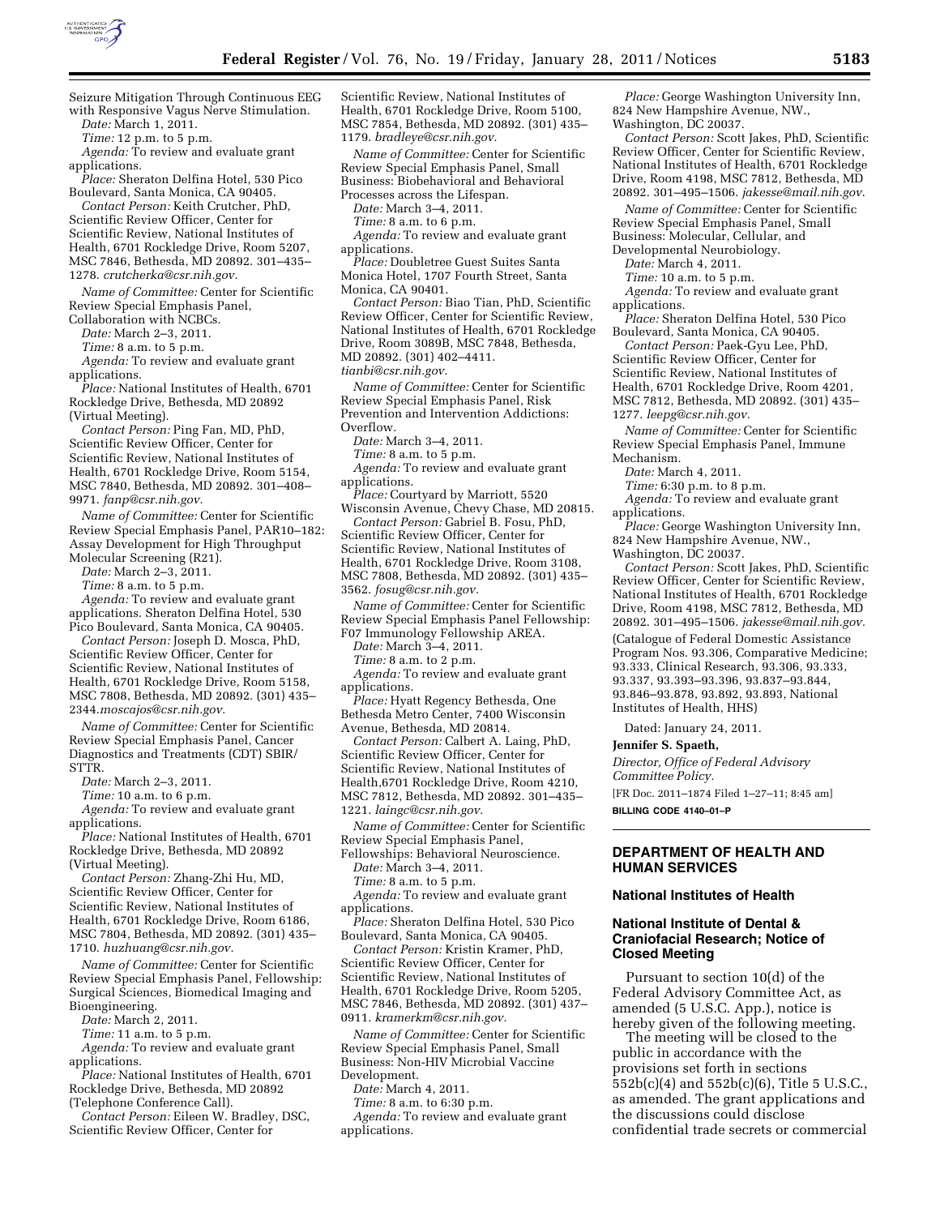Seizure Mitigation Through Continuous EEG with Responsive Vagus Nerve Stimulation.

*Date:* March 1, 2011.

*Time:* 12 p.m. to 5 p.m.

*Agenda:* To review and evaluate grant applications.

*Place:* Sheraton Delfina Hotel, 530 Pico Boulevard, Santa Monica, CA 90405.

*Contact Person:* Keith Crutcher, PhD, Scientific Review Officer, Center for Scientific Review, National Institutes of Health, 6701 Rockledge Drive, Room 5207, MSC 7846, Bethesda, MD 20892. 301–435–1278. *crutcherka@csr.nih.gov.*

*Name of Committee:* Center for Scientific Review Special Emphasis Panel, Collaboration with NCBCs.

*Date:* March 2–3, 2011.

*Time:* 8 a.m. to 5 p.m.

*Agenda:* To review and evaluate grant applications.

*Place:* National Institutes of Health, 6701 Rockledge Drive, Bethesda, MD 20892 (Virtual Meeting).

*Contact Person:* Ping Fan, MD, PhD, Scientific Review Officer, Center for Scientific Review, National Institutes of Health, 6701 Rockledge Drive, Room 5154, MSC 7840, Bethesda, MD 20892. 301–408–9971. *fanp@csr.nih.gov.*

*Name of Committee:* Center for Scientific Review Special Emphasis Panel, PAR10–182: Assay Development for High Throughput Molecular Screening (R21).

*Date:* March 2–3, 2011.

*Time:* 8 a.m. to 5 p.m.

*Agenda:* To review and evaluate grant applications. Sheraton Delfina Hotel, 530 Pico Boulevard, Santa Monica, CA 90405.

*Contact Person:* Joseph D. Mosca, PhD, Scientific Review Officer, Center for Scientific Review, National Institutes of Health, 6701 Rockledge Drive, Room 5158, MSC 7808, Bethesda, MD 20892. (301) 435–2344.*moscajos@csr.nih.gov.*

*Name of Committee:* Center for Scientific Review Special Emphasis Panel, Cancer Diagnostics and Treatments (CDT) SBIR/STTR.

*Date:* March 2–3, 2011.

*Time:* 10 a.m. to 6 p.m.

*Agenda:* To review and evaluate grant applications.

*Place:* National Institutes of Health, 6701 Rockledge Drive, Bethesda, MD 20892 (Virtual Meeting).

*Contact Person:* Zhang-Zhi Hu, MD, Scientific Review Officer, Center for Scientific Review, National Institutes of Health, 6701 Rockledge Drive, Room 6186, MSC 7804, Bethesda, MD 20892. (301) 435–1710. *huzhuang@csr.nih.gov.*

*Name of Committee:* Center for Scientific Review Special Emphasis Panel, Fellowship: Surgical Sciences, Biomedical Imaging and Bioengineering.

*Date:* March 2, 2011.

*Time:* 11 a.m. to 5 p.m.

*Agenda:* To review and evaluate grant applications.

*Place:* National Institutes of Health, 6701 Rockledge Drive, Bethesda, MD 20892 (Telephone Conference Call).

*Contact Person:* Eileen W. Bradley, DSC, Scientific Review Officer, Center for Scientific Review, National Institutes of Health, 6701 Rockledge Drive, Room 5100, MSC 7854, Bethesda, MD 20892. (301) 435–1179. *bradleye@csr.nih.gov.*

*Name of Committee:* Center for Scientific Review Special Emphasis Panel, Small Business: Biobehavioral and Behavioral Processes across the Lifespan.

*Date:* March 3–4, 2011.

*Time:* 8 a.m. to 6 p.m.

*Agenda:* To review and evaluate grant applications.

*Place:* Doubletree Guest Suites Santa Monica Hotel, 1707 Fourth Street, Santa Monica, CA 90401.

*Contact Person:* Biao Tian, PhD, Scientific Review Officer, Center for Scientific Review, National Institutes of Health, 6701 Rockledge Drive, Room 3089B, MSC 7848, Bethesda, MD 20892. (301) 402–4411. *tianbi@csr.nih.gov.*

*Name of Committee:* Center for Scientific Review Special Emphasis Panel, Risk Prevention and Intervention Addictions: Overflow.

*Date:* March 3–4, 2011.

*Time:* 8 a.m. to 5 p.m.

*Agenda:* To review and evaluate grant applications.

*Place:* Courtyard by Marriott, 5520 Wisconsin Avenue, Chevy Chase, MD 20815.

*Contact Person:* Gabriel B. Fosu, PhD, Scientific Review Officer, Center for Scientific Review, National Institutes of Health, 6701 Rockledge Drive, Room 3108, MSC 7808, Bethesda, MD 20892. (301) 435–3562. *fosug@csr.nih.gov.*

*Name of Committee:* Center for Scientific Review Special Emphasis Panel Fellowship: F07 Immunology Fellowship AREA.

*Date:* March 3–4, 2011.

*Time:* 8 a.m. to 2 p.m.

*Agenda:* To review and evaluate grant applications.

*Place:* Hyatt Regency Bethesda, One Bethesda Metro Center, 7400 Wisconsin Avenue, Bethesda, MD 20814.

*Contact Person:* Calbert A. Laing, PhD, Scientific Review Officer, Center for Scientific Review, National Institutes of Health,6701 Rockledge Drive, Room 4210, MSC 7812, Bethesda, MD 20892. 301–435–1221. *laingc@csr.nih.gov.*

*Name of Committee:* Center for Scientific Review Special Emphasis Panel, Fellowships: Behavioral Neuroscience.

*Date:* March 3–4, 2011.

*Time:* 8 a.m. to 5 p.m.

*Agenda:* To review and evaluate grant applications.

*Place:* Sheraton Delfina Hotel, 530 Pico Boulevard, Santa Monica, CA 90405.

*Contact Person:* Kristin Kramer, PhD, Scientific Review Officer, Center for Scientific Review, National Institutes of Health, 6701 Rockledge Drive, Room 5205, MSC 7846, Bethesda, MD 20892. (301) 437–0911. *kramerkm@csr.nih.gov.*

*Name of Committee:* Center for Scientific Review Special Emphasis Panel, Small Business: Non-HIV Microbial Vaccine Development.

*Date:* March 4, 2011.

*Time:* 8 a.m. to 6:30 p.m.

*Agenda:* To review and evaluate grant applications.

*Place:* George Washington University Inn, 824 New Hampshire Avenue, NW., Washington, DC 20037.

*Contact Person:* Scott Jakes, PhD, Scientific Review Officer, Center for Scientific Review, National Institutes of Health, 6701 Rockledge Drive, Room 4198, MSC 7812, Bethesda, MD 20892. 301–495–1506. *jakesse@mail.nih.gov.*

*Name of Committee:* Center for Scientific Review Special Emphasis Panel, Small Business: Molecular, Cellular, and Developmental Neurobiology.

*Date:* March 4, 2011.

*Time:* 10 a.m. to 5 p.m.

*Agenda:* To review and evaluate grant applications.

*Place:* Sheraton Delfina Hotel, 530 Pico Boulevard, Santa Monica, CA 90405.

*Contact Person:* Paek-Gyu Lee, PhD, Scientific Review Officer, Center for Scientific Review, National Institutes of Health, 6701 Rockledge Drive, Room 4201, MSC 7812, Bethesda, MD 20892. (301) 435–1277. *leepg@csr.nih.gov.*

*Name of Committee:* Center for Scientific Review Special Emphasis Panel, Immune Mechanism.

*Date:* March 4, 2011.

*Time:* 6:30 p.m. to 8 p.m.

*Agenda:* To review and evaluate grant applications.

*Place:* George Washington University Inn, 824 New Hampshire Avenue, NW., Washington, DC 20037.

*Contact Person:* Scott Jakes, PhD, Scientific Review Officer, Center for Scientific Review, National Institutes of Health, 6701 Rockledge Drive, Room 4198, MSC 7812, Bethesda, MD 20892. 301–495–1506. *jakesse@mail.nih.gov.*

(Catalogue of Federal Domestic Assistance Program Nos. 93.306, Comparative Medicine; 93.333, Clinical Research, 93.306, 93.333, 93.337, 93.393–93.396, 93.837–93.844, 93.846–93.878, 93.892, 93.893, National Institutes of Health, HHS)

Dated: January 24, 2011.

**Jennifer S. Spaeth,**

*Director, Office of Federal Advisory Committee Policy.*

[FR Doc. 2011–1874 Filed 1–27–11; 8:45 am]

**BILLING CODE 4140–01–P**

## DEPARTMENT OF HEALTH AND HUMAN SERVICES

### National Institutes of Health

### National Institute of Dental & Craniofacial Research; Notice of Closed Meeting

Pursuant to section 10(d) of the Federal Advisory Committee Act, as amended (5 U.S.C. App.), notice is hereby given of the following meeting.

The meeting will be closed to the public in accordance with the provisions set forth in sections 552b(c)(4) and 552b(c)(6), Title 5 U.S.C., as amended. The grant applications and the discussions could disclose confidential trade secrets or commercial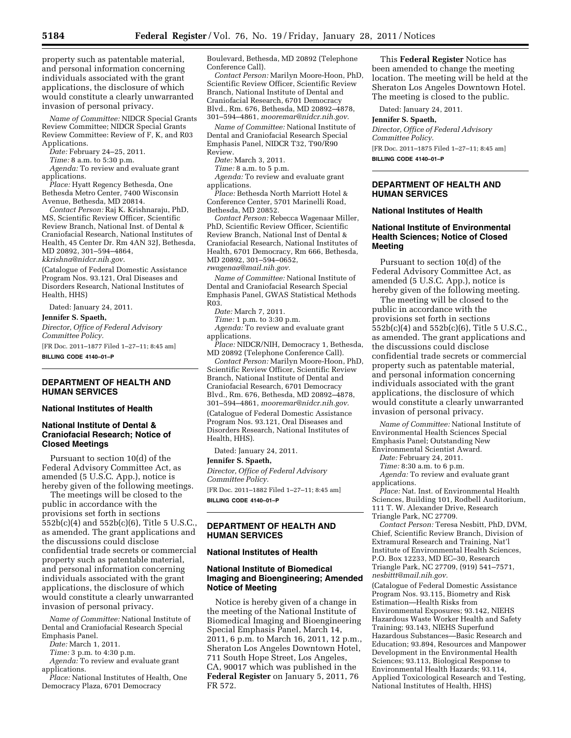property such as patentable material, and personal information concerning individuals associated with the grant applications, the disclosure of which would constitute a clearly unwarranted invasion of personal privacy.

*Name of Committee:* NIDCR Special Grants Review Committee; NIDCR Special Grants Review Committee: Review of F, K, and R03 Applications.

*Date:* February 24–25, 2011.

*Time:* 8 a.m. to 5:30 p.m.

*Agenda:* To review and evaluate grant applications.

*Place:* Hyatt Regency Bethesda, One Bethesda Metro Center, 7400 Wisconsin Avenue, Bethesda, MD 20814.

*Contact Person:* Raj K. Krishnaraju, PhD, MS, Scientific Review Officer, Scientific Review Branch, National Inst. of Dental & Craniofacial Research, National Institutes of Health, 45 Center Dr. Rm 4AN 32J, Bethesda, MD 20892, 301–594–4864, *kkrishna@nidcr.nih.gov.*

(Catalogue of Federal Domestic Assistance Program Nos. 93.121, Oral Diseases and Disorders Research, National Institutes of Health, HHS)

Dated: January 24, 2011.

**Jennifer S. Spaeth,**

*Director, Office of Federal Advisory Committee Policy.*

[FR Doc. 2011–1877 Filed 1–27–11; 8:45 am]

**BILLING CODE 4140–01–P**

## DEPARTMENT OF HEALTH AND HUMAN SERVICES

### National Institutes of Health

### National Institute of Dental & Craniofacial Research; Notice of Closed Meetings

Pursuant to section 10(d) of the Federal Advisory Committee Act, as amended (5 U.S.C. App.), notice is hereby given of the following meetings.

The meetings will be closed to the public in accordance with the provisions set forth in sections 552b(c)(4) and 552b(c)(6), Title 5 U.S.C., as amended. The grant applications and the discussions could disclose confidential trade secrets or commercial property such as patentable material, and personal information concerning individuals associated with the grant applications, the disclosure of which would constitute a clearly unwarranted invasion of personal privacy.

*Name of Committee:* National Institute of Dental and Craniofacial Research Special Emphasis Panel.

*Date:* March 1, 2011.

*Time:* 3 p.m. to 4:30 p.m.

*Agenda:* To review and evaluate grant applications.

*Place:* National Institutes of Health, One Democracy Plaza, 6701 Democracy Boulevard, Bethesda, MD 20892 (Telephone Conference Call).

*Contact Person:* Marilyn Moore-Hoon, PhD, Scientific Review Officer, Scientific Review Branch, National Institute of Dental and Craniofacial Research, 6701 Democracy Blvd., Rm. 676, Bethesda, MD 20892–4878, 301–594–4861, *mooremar@nidcr.nih.gov.*

*Name of Committee:* National Institute of Dental and Craniofacial Research Special Emphasis Panel, NIDCR T32, T90/R90 Review.

*Date:* March 3, 2011.

*Time:* 8 a.m. to 5 p.m.

*Agenda:* To review and evaluate grant applications.

*Place:* Bethesda North Marriott Hotel & Conference Center, 5701 Marinelli Road, Bethesda, MD 20852.

*Contact Person:* Rebecca Wagenaar Miller, PhD, Scientific Review Officer, Scientific Review Branch, National Inst of Dental & Craniofacial Research, National Institutes of Health, 6701 Democracy, Rm 666, Bethesda, MD 20892, 301–594–0652, *rwagenaa@mail.nih.gov.*

*Name of Committee:* National Institute of Dental and Craniofacial Research Special Emphasis Panel, GWAS Statistical Methods R03.

*Date:* March 7, 2011.

*Time:* 1 p.m. to 3:30 p.m.

*Agenda:* To review and evaluate grant applications.

*Place:* NIDCR/NIH, Democracy 1, Bethesda, MD 20892 (Telephone Conference Call).

*Contact Person:* Marilyn Moore-Hoon, PhD, Scientific Review Officer, Scientific Review Branch, National Institute of Dental and Craniofacial Research, 6701 Democracy Blvd., Rm. 676, Bethesda, MD 20892–4878, 301–594–4861, *mooremar@nidcr.nih.gov.*

(Catalogue of Federal Domestic Assistance Program Nos. 93.121, Oral Diseases and Disorders Research, National Institutes of Health, HHS).

Dated: January 24, 2011.

**Jennifer S. Spaeth,**

*Director, Office of Federal Advisory Committee Policy.*

[FR Doc. 2011–1882 Filed 1–27–11; 8:45 am]

**BILLING CODE 4140–01–P**

## DEPARTMENT OF HEALTH AND HUMAN SERVICES

### National Institutes of Health

### National Institute of Biomedical Imaging and Bioengineering; Amended Notice of Meeting

Notice is hereby given of a change in the meeting of the National Institute of Biomedical Imaging and Bioengineering Special Emphasis Panel, March 14, 2011, 6 p.m. to March 16, 2011, 12 p.m., Sheraton Los Angeles Downtown Hotel, 711 South Hope Street, Los Angeles, CA, 90017 which was published in the **Federal Register** on January 5, 2011, 76 FR 572.

This **Federal Register** Notice has been amended to change the meeting location. The meeting will be held at the Sheraton Los Angeles Downtown Hotel. The meeting is closed to the public.

Dated: January 24, 2011.

**Jennifer S. Spaeth,**

*Director, Office of Federal Advisory Committee Policy.*

[FR Doc. 2011–1875 Filed 1–27–11; 8:45 am]

**BILLING CODE 4140–01–P**

## DEPARTMENT OF HEALTH AND HUMAN SERVICES

### National Institutes of Health

### National Institute of Environmental Health Sciences; Notice of Closed Meeting

Pursuant to section 10(d) of the Federal Advisory Committee Act, as amended (5 U.S.C. App.), notice is hereby given of the following meeting.

The meeting will be closed to the public in accordance with the provisions set forth in sections 552b(c)(4) and 552b(c)(6), Title 5 U.S.C., as amended. The grant applications and the discussions could disclose confidential trade secrets or commercial property such as patentable material, and personal information concerning individuals associated with the grant applications, the disclosure of which would constitute a clearly unwarranted invasion of personal privacy.

*Name of Committee:* National Institute of Environmental Health Sciences Special Emphasis Panel; Outstanding New Environmental Scientist Award.

*Date:* February 24, 2011.

*Time:* 8:30 a.m. to 6 p.m.

*Agenda:* To review and evaluate grant applications.

*Place:* Nat. Inst. of Environmental Health Sciences, Building 101, Rodbell Auditorium, 111 T. W. Alexander Drive, Research Triangle Park, NC 27709.

*Contact Person:* Teresa Nesbitt, PhD, DVM, Chief, Scientific Review Branch, Division of Extramural Research and Training, Nat'l Institute of Environmental Health Sciences, P.O. Box 12233, MD EC–30, Research Triangle Park, NC 27709, (919) 541–7571, *nesbittt@mail.nih.gov.*

(Catalogue of Federal Domestic Assistance Program Nos. 93.115, Biometry and Risk Estimation—Health Risks from Environmental Exposures; 93.142, NIEHS Hazardous Waste Worker Health and Safety Training; 93.143, NIEHS Superfund Hazardous Substances—Basic Research and Education; 93.894, Resources and Manpower Development in the Environmental Health Sciences; 93.113, Biological Response to Environmental Health Hazards; 93.114, Applied Toxicological Research and Testing, National Institutes of Health, HHS)